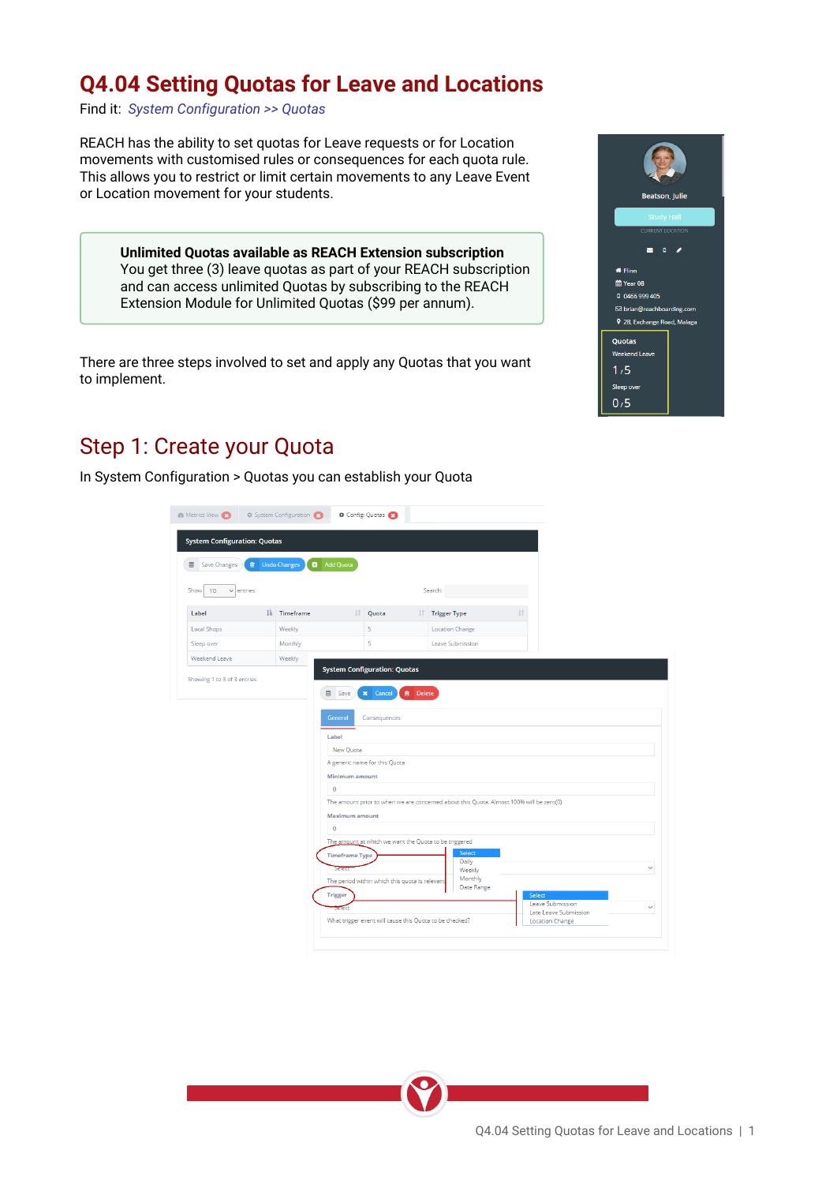# Q4.04 Setting Quotas for Leave and Locations

Find it: *System Configuration >> Quotas*

REACH has the ability to set quotas for Leave requests or for Location movements with customised rules or consequences for each quota rule. This allows you to restrict or limit certain movements to any Leave Event or Location movement for your students.

> **Unlimited Quotas available as REACH Extension subscription**
> You get three (3) leave quotas as part of your REACH subscription and can access unlimited Quotas by subscribing to the REACH Extension Module for Unlimited Quotas ($99 per annum).

There are three steps involved to set and apply any Quotas that you want to implement.

## Step 1: Create your Quota

In System Configuration > Quotas you can establish your Quota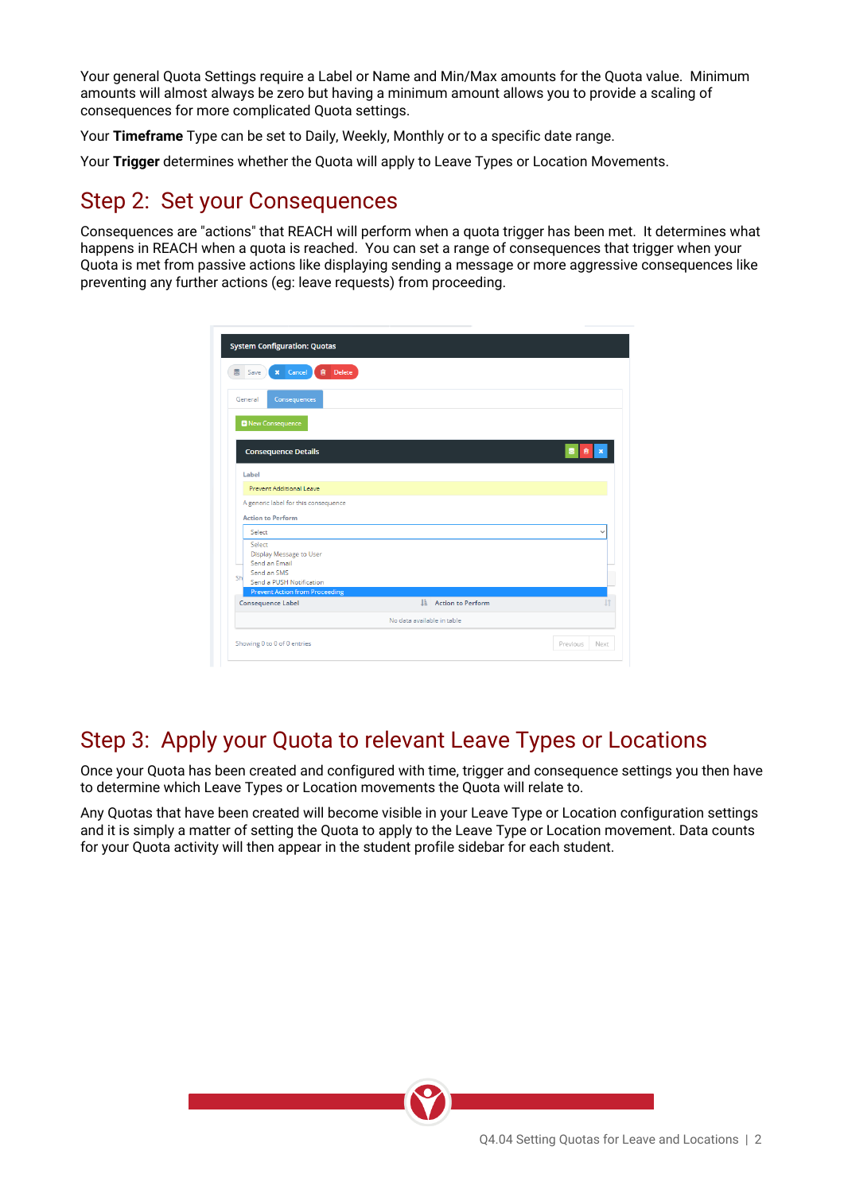Your general Quota Settings require a Label or Name and Min/Max amounts for the Quota value. Minimum amounts will almost always be zero but having a minimum amount allows you to provide a scaling of consequences for more complicated Quota settings.

Your **Timeframe** Type can be set to Daily, Weekly, Monthly or to a specific date range.

Your **Trigger** determines whether the Quota will apply to Leave Types or Location Movements.

## Step 2: Set your Consequences

Consequences are "actions" that REACH will perform when a quota trigger has been met. It determines what happens in REACH when a quota is reached. You can set a range of consequences that trigger when your Quota is met from passive actions like displaying sending a message or more aggressive consequences like preventing any further actions (eg: leave requests) from proceeding.

## Step 3: Apply your Quota to relevant Leave Types or Locations

Once your Quota has been created and configured with time, trigger and consequence settings you then have to determine which Leave Types or Location movements the Quota will relate to.

Any Quotas that have been created will become visible in your Leave Type or Location configuration settings and it is simply a matter of setting the Quota to apply to the Leave Type or Location movement. Data counts for your Quota activity will then appear in the student profile sidebar for each student.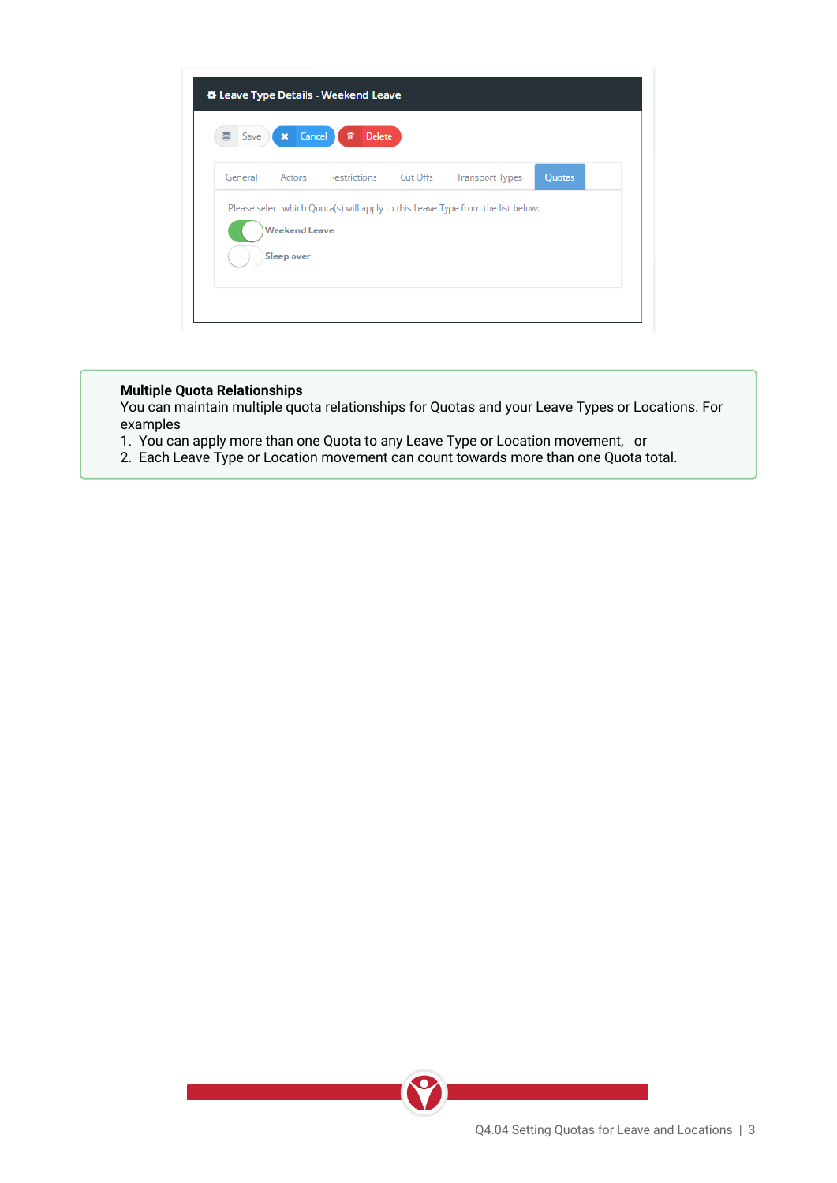**Multiple Quota Relationships**

You can maintain multiple quota relationships for Quotas and your Leave Types or Locations. For examples

1. You can apply more than one Quota to any Leave Type or Location movement, or
2. Each Leave Type or Location movement can count towards more than one Quota total.